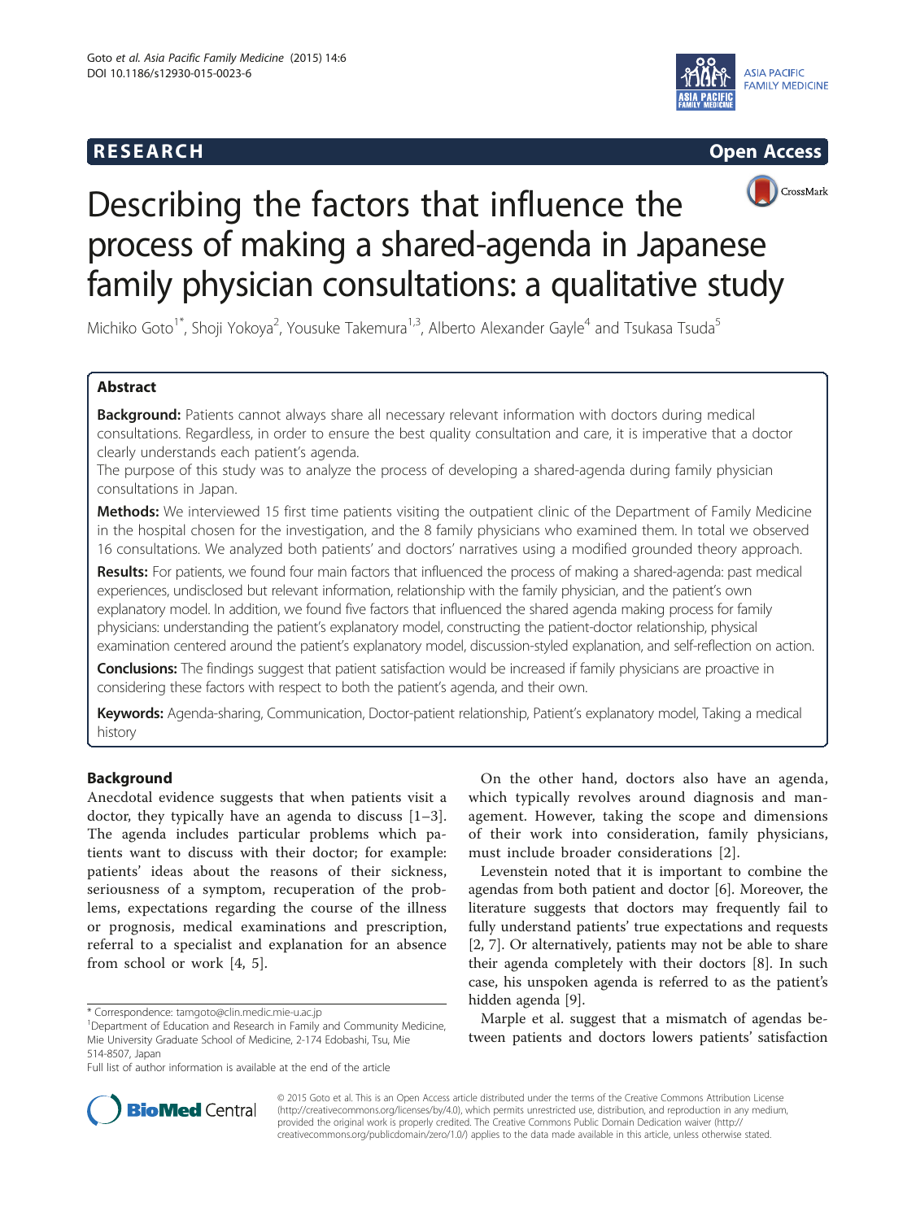RESEARCH Open Access

# Describing the factors that influence the process of making a shared-agenda in Japanese family physician consultations: a qualitative study

Michiko Goto[1*], Shoji Yokoya[2], Yousuke Takemura[1,3], Alberto Alexander Gayle[4] and Tsukasa Tsuda[5]

## Abstract

**Background:** Patients cannot always share all necessary relevant information with doctors during medical consultations. Regardless, in order to ensure the best quality consultation and care, it is imperative that a doctor clearly understands each patient's agenda.

The purpose of this study was to analyze the process of developing a shared-agenda during family physician consultations in Japan.

**Methods:** We interviewed 15 first time patients visiting the outpatient clinic of the Department of Family Medicine in the hospital chosen for the investigation, and the 8 family physicians who examined them. In total we observed 16 consultations. We analyzed both patients' and doctors' narratives using a modified grounded theory approach.

**Results:** For patients, we found four main factors that influenced the process of making a shared-agenda: past medical experiences, undisclosed but relevant information, relationship with the family physician, and the patient's own explanatory model. In addition, we found five factors that influenced the shared agenda making process for family physicians: understanding the patient's explanatory model, constructing the patient-doctor relationship, physical examination centered around the patient's explanatory model, discussion-styled explanation, and self-reflection on action.

**Conclusions:** The findings suggest that patient satisfaction would be increased if family physicians are proactive in considering these factors with respect to both the patient's agenda, and their own.

**Keywords:** Agenda-sharing, Communication, Doctor-patient relationship, Patient's explanatory model, Taking a medical history

## Background

Anecdotal evidence suggests that when patients visit a doctor, they typically have an agenda to discuss [1–3]. The agenda includes particular problems which patients want to discuss with their doctor; for example: patients' ideas about the reasons of their sickness, seriousness of a symptom, recuperation of the problems, expectations regarding the course of the illness or prognosis, medical examinations and prescription, referral to a specialist and explanation for an absence from school or work [4, 5].

On the other hand, doctors also have an agenda, which typically revolves around diagnosis and management. However, taking the scope and dimensions of their work into consideration, family physicians, must include broader considerations [2].

Levenstein noted that it is important to combine the agendas from both patient and doctor [6]. Moreover, the literature suggests that doctors may frequently fail to fully understand patients' true expectations and requests [2, 7]. Or alternatively, patients may not be able to share their agenda completely with their doctors [8]. In such case, his unspoken agenda is referred to as the patient's hidden agenda [9].

Marple et al. suggest that a mismatch of agendas between patients and doctors lowers patients' satisfaction

---

* Correspondence: tamgoto@clin.medic.mie-u.ac.jp
[1]Department of Education and Research in Family and Community Medicine, Mie University Graduate School of Medicine, 2-174 Edobashi, Tsu, Mie 514-8507, Japan
Full list of author information is available at the end of the article

© 2015 Goto et al. This is an Open Access article distributed under the terms of the Creative Commons Attribution License (http://creativecommons.org/licenses/by/4.0), which permits unrestricted use, distribution, and reproduction in any medium, provided the original work is properly credited. The Creative Commons Public Domain Dedication waiver (http://creativecommons.org/publicdomain/zero/1.0/) applies to the data made available in this article, unless otherwise stated.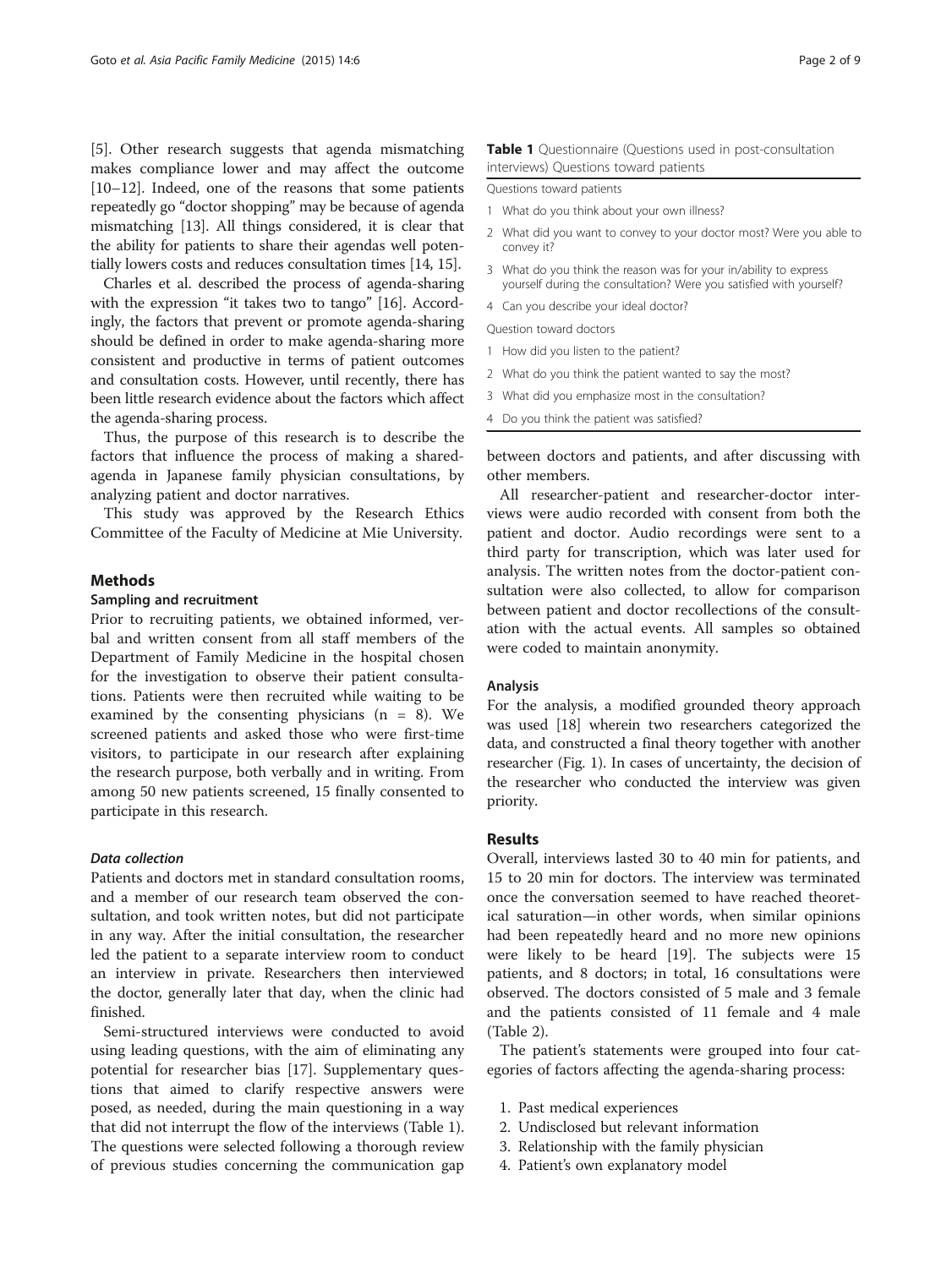[5]. Other research suggests that agenda mismatching makes compliance lower and may affect the outcome [10–12]. Indeed, one of the reasons that some patients repeatedly go "doctor shopping" may be because of agenda mismatching [13]. All things considered, it is clear that the ability for patients to share their agendas well potentially lowers costs and reduces consultation times [14, 15].

Charles et al. described the process of agenda-sharing with the expression "it takes two to tango" [16]. Accordingly, the factors that prevent or promote agenda-sharing should be defined in order to make agenda-sharing more consistent and productive in terms of patient outcomes and consultation costs. However, until recently, there has been little research evidence about the factors which affect the agenda-sharing process.

Thus, the purpose of this research is to describe the factors that influence the process of making a shared-agenda in Japanese family physician consultations, by analyzing patient and doctor narratives.

This study was approved by the Research Ethics Committee of the Faculty of Medicine at Mie University.

## Methods

### Sampling and recruitment

Prior to recruiting patients, we obtained informed, verbal and written consent from all staff members of the Department of Family Medicine in the hospital chosen for the investigation to observe their patient consultations. Patients were then recruited while waiting to be examined by the consenting physicians (n = 8). We screened patients and asked those who were first-time visitors, to participate in our research after explaining the research purpose, both verbally and in writing. From among 50 new patients screened, 15 finally consented to participate in this research.

#### *Data collection*

Patients and doctors met in standard consultation rooms, and a member of our research team observed the consultation, and took written notes, but did not participate in any way. After the initial consultation, the researcher led the patient to a separate interview room to conduct an interview in private. Researchers then interviewed the doctor, generally later that day, when the clinic had finished.

Semi-structured interviews were conducted to avoid using leading questions, with the aim of eliminating any potential for researcher bias [17]. Supplementary questions that aimed to clarify respective answers were posed, as needed, during the main questioning in a way that did not interrupt the flow of the interviews (Table 1). The questions were selected following a thorough review of previous studies concerning the communication gap between doctors and patients, and after discussing with other members.

**Table 1** Questionnaire (Questions used in post-consultation interviews) Questions toward patients

| | |
|---|---|
| Questions toward patients | |
| 1 | What do you think about your own illness? |
| 2 | What did you want to convey to your doctor most? Were you able to convey it? |
| 3 | What do you think the reason was for your in/ability to express yourself during the consultation? Were you satisfied with yourself? |
| 4 | Can you describe your ideal doctor? |
| Question toward doctors | |
| 1 | How did you listen to the patient? |
| 2 | What do you think the patient wanted to say the most? |
| 3 | What did you emphasize most in the consultation? |
| 4 | Do you think the patient was satisfied? |

All researcher-patient and researcher-doctor interviews were audio recorded with consent from both the patient and doctor. Audio recordings were sent to a third party for transcription, which was later used for analysis. The written notes from the doctor-patient consultation were also collected, to allow for comparison between patient and doctor recollections of the consultation with the actual events. All samples so obtained were coded to maintain anonymity.

### Analysis

For the analysis, a modified grounded theory approach was used [18] wherein two researchers categorized the data, and constructed a final theory together with another researcher (Fig. 1). In cases of uncertainty, the decision of the researcher who conducted the interview was given priority.

## Results

Overall, interviews lasted 30 to 40 min for patients, and 15 to 20 min for doctors. The interview was terminated once the conversation seemed to have reached theoretical saturation—in other words, when similar opinions had been repeatedly heard and no more new opinions were likely to be heard [19]. The subjects were 15 patients, and 8 doctors; in total, 16 consultations were observed. The doctors consisted of 5 male and 3 female and the patients consisted of 11 female and 4 male (Table 2).

The patient's statements were grouped into four categories of factors affecting the agenda-sharing process:

1. Past medical experiences
2. Undisclosed but relevant information
3. Relationship with the family physician
4. Patient's own explanatory model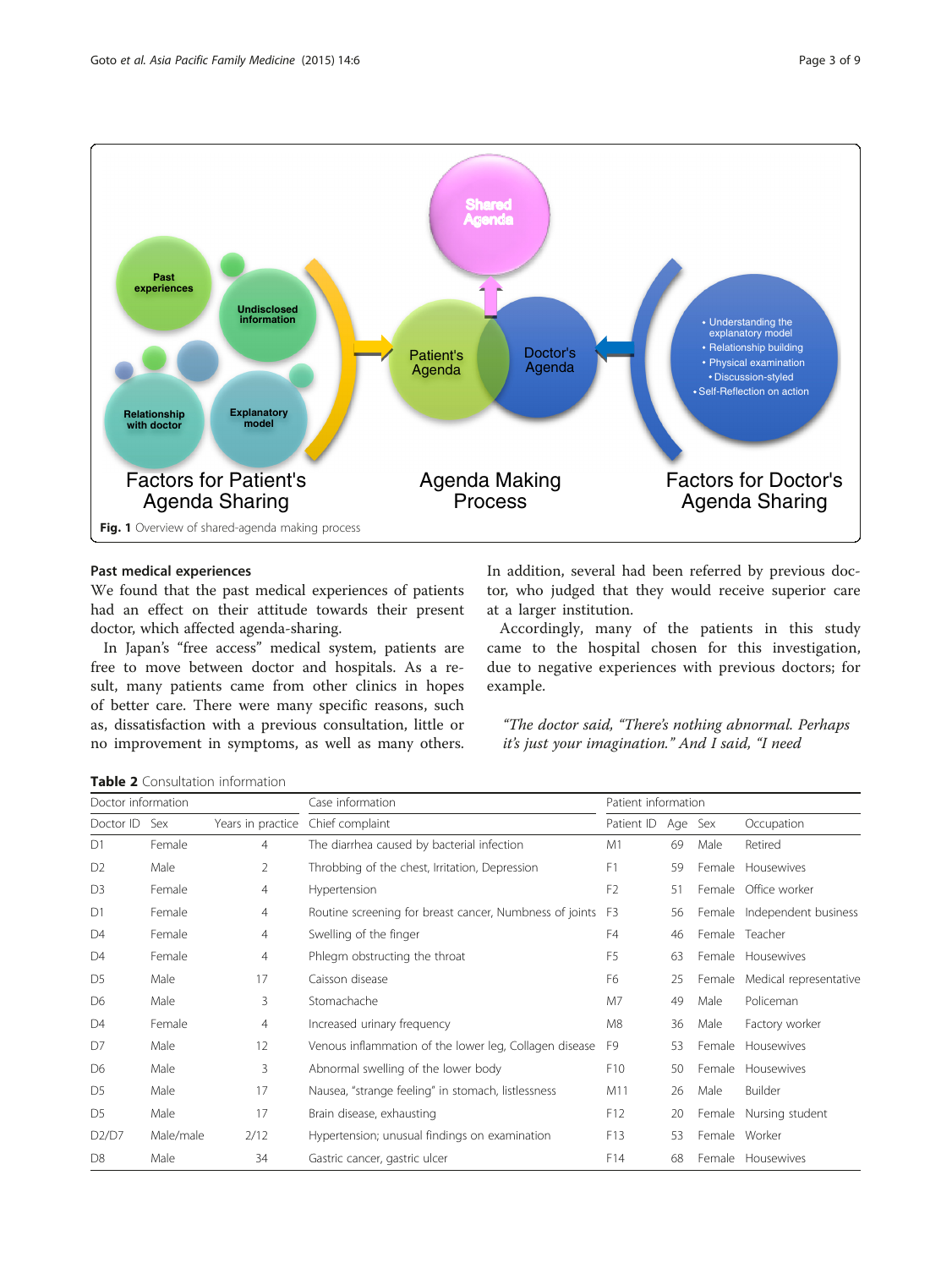**Fig. 1** Overview of shared-agenda making process

### Past medical experiences

We found that the past medical experiences of patients had an effect on their attitude towards their present doctor, which affected agenda-sharing.

In Japan's "free access" medical system, patients are free to move between doctor and hospitals. As a result, many patients came from other clinics in hopes of better care. There were many specific reasons, such as, dissatisfaction with a previous consultation, little or no improvement in symptoms, as well as many others. In addition, several had been referred by previous doctor, who judged that they would receive superior care at a larger institution.

Accordingly, many of the patients in this study came to the hospital chosen for this investigation, due to negative experiences with previous doctors; for example.

> *"The doctor said, "There's nothing abnormal. Perhaps it's just your imagination." And I said, "I need*

**Table 2** Consultation information

| Doctor information | | | Case information | Patient information | | | |
|---|---|---|---|---|---|---|---|
| Doctor ID | Sex | Years in practice | Chief complaint | Patient ID | Age | Sex | Occupation |
| D1 | Female | 4 | The diarrhea caused by bacterial infection | M1 | 69 | Male | Retired |
| D2 | Male | 2 | Throbbing of the chest, Irritation, Depression | F1 | 59 | Female | Housewives |
| D3 | Female | 4 | Hypertension | F2 | 51 | Female | Office worker |
| D1 | Female | 4 | Routine screening for breast cancer, Numbness of joints | F3 | 56 | Female | Independent business |
| D4 | Female | 4 | Swelling of the finger | F4 | 46 | Female | Teacher |
| D4 | Female | 4 | Phlegm obstructing the throat | F5 | 63 | Female | Housewives |
| D5 | Male | 17 | Caisson disease | F6 | 25 | Female | Medical representative |
| D6 | Male | 3 | Stomachache | M7 | 49 | Male | Policeman |
| D4 | Female | 4 | Increased urinary frequency | M8 | 36 | Male | Factory worker |
| D7 | Male | 12 | Venous inflammation of the lower leg, Collagen disease | F9 | 53 | Female | Housewives |
| D6 | Male | 3 | Abnormal swelling of the lower body | F10 | 50 | Female | Housewives |
| D5 | Male | 17 | Nausea, "strange feeling" in stomach, listlessness | M11 | 26 | Male | Builder |
| D5 | Male | 17 | Brain disease, exhausting | F12 | 20 | Female | Nursing student |
| D2/D7 | Male/male | 2/12 | Hypertension; unusual findings on examination | F13 | 53 | Female | Worker |
| D8 | Male | 34 | Gastric cancer, gastric ulcer | F14 | 68 | Female | Housewives |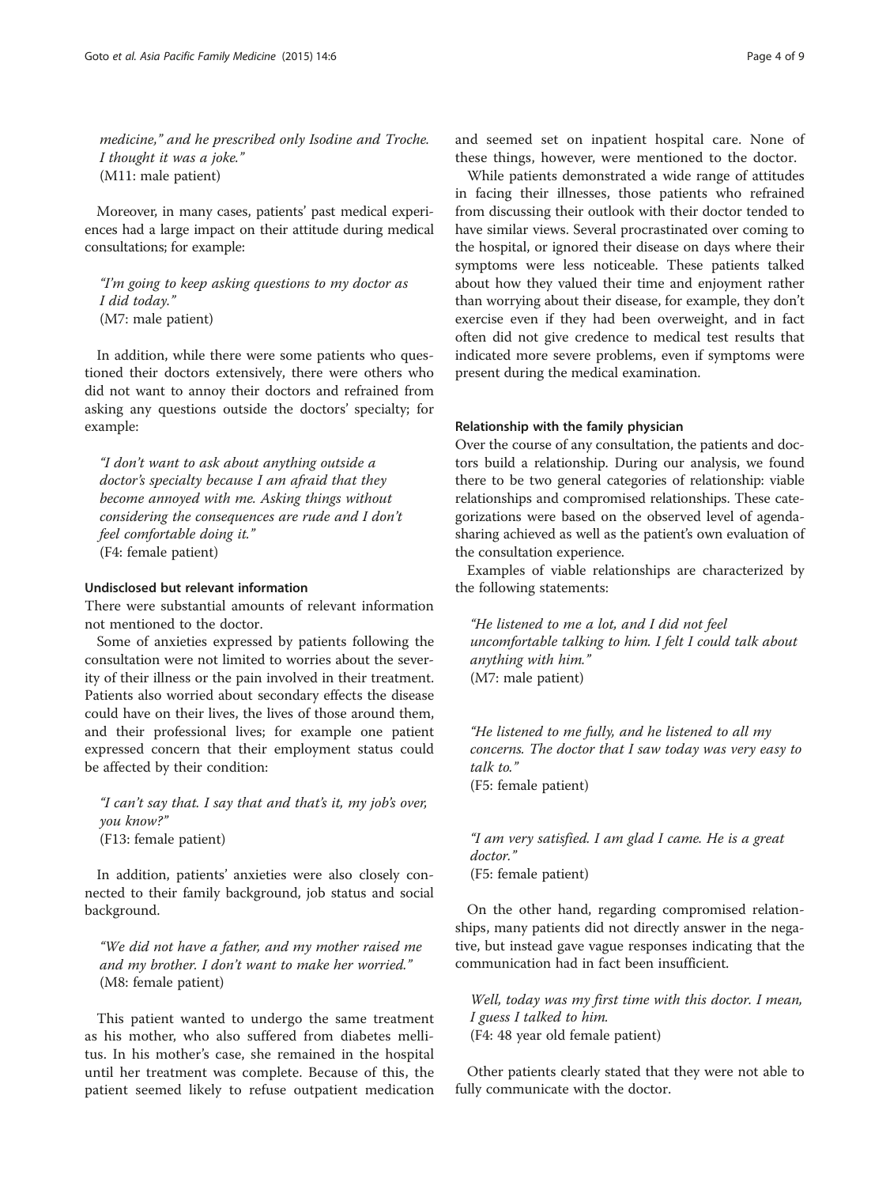*medicine," and he prescribed only Isodine and Troche. I thought it was a joke."*
(M11: male patient)

Moreover, in many cases, patients' past medical experiences had a large impact on their attitude during medical consultations; for example:

*"I'm going to keep asking questions to my doctor as I did today."*
(M7: male patient)

In addition, while there were some patients who questioned their doctors extensively, there were others who did not want to annoy their doctors and refrained from asking any questions outside the doctors' specialty; for example:

*"I don't want to ask about anything outside a doctor's specialty because I am afraid that they become annoyed with me. Asking things without considering the consequences are rude and I don't feel comfortable doing it."*
(F4: female patient)

#### Undisclosed but relevant information

There were substantial amounts of relevant information not mentioned to the doctor.

Some of anxieties expressed by patients following the consultation were not limited to worries about the severity of their illness or the pain involved in their treatment. Patients also worried about secondary effects the disease could have on their lives, the lives of those around them, and their professional lives; for example one patient expressed concern that their employment status could be affected by their condition:

*"I can't say that. I say that and that's it, my job's over, you know?"*
(F13: female patient)

In addition, patients' anxieties were also closely connected to their family background, job status and social background.

*"We did not have a father, and my mother raised me and my brother. I don't want to make her worried."*
(M8: female patient)

This patient wanted to undergo the same treatment as his mother, who also suffered from diabetes mellitus. In his mother's case, she remained in the hospital until her treatment was complete. Because of this, the patient seemed likely to refuse outpatient medication and seemed set on inpatient hospital care. None of these things, however, were mentioned to the doctor.

While patients demonstrated a wide range of attitudes in facing their illnesses, those patients who refrained from discussing their outlook with their doctor tended to have similar views. Several procrastinated over coming to the hospital, or ignored their disease on days where their symptoms were less noticeable. These patients talked about how they valued their time and enjoyment rather than worrying about their disease, for example, they don't exercise even if they had been overweight, and in fact often did not give credence to medical test results that indicated more severe problems, even if symptoms were present during the medical examination.

#### Relationship with the family physician

Over the course of any consultation, the patients and doctors build a relationship. During our analysis, we found there to be two general categories of relationship: viable relationships and compromised relationships. These categorizations were based on the observed level of agenda-sharing achieved as well as the patient's own evaluation of the consultation experience.

Examples of viable relationships are characterized by the following statements:

*"He listened to me a lot, and I did not feel uncomfortable talking to him. I felt I could talk about anything with him."*
(M7: male patient)

*"He listened to me fully, and he listened to all my concerns. The doctor that I saw today was very easy to talk to."*
(F5: female patient)

*"I am very satisfied. I am glad I came. He is a great doctor."*
(F5: female patient)

On the other hand, regarding compromised relationships, many patients did not directly answer in the negative, but instead gave vague responses indicating that the communication had in fact been insufficient.

*Well, today was my first time with this doctor. I mean, I guess I talked to him.*
(F4: 48 year old female patient)

Other patients clearly stated that they were not able to fully communicate with the doctor.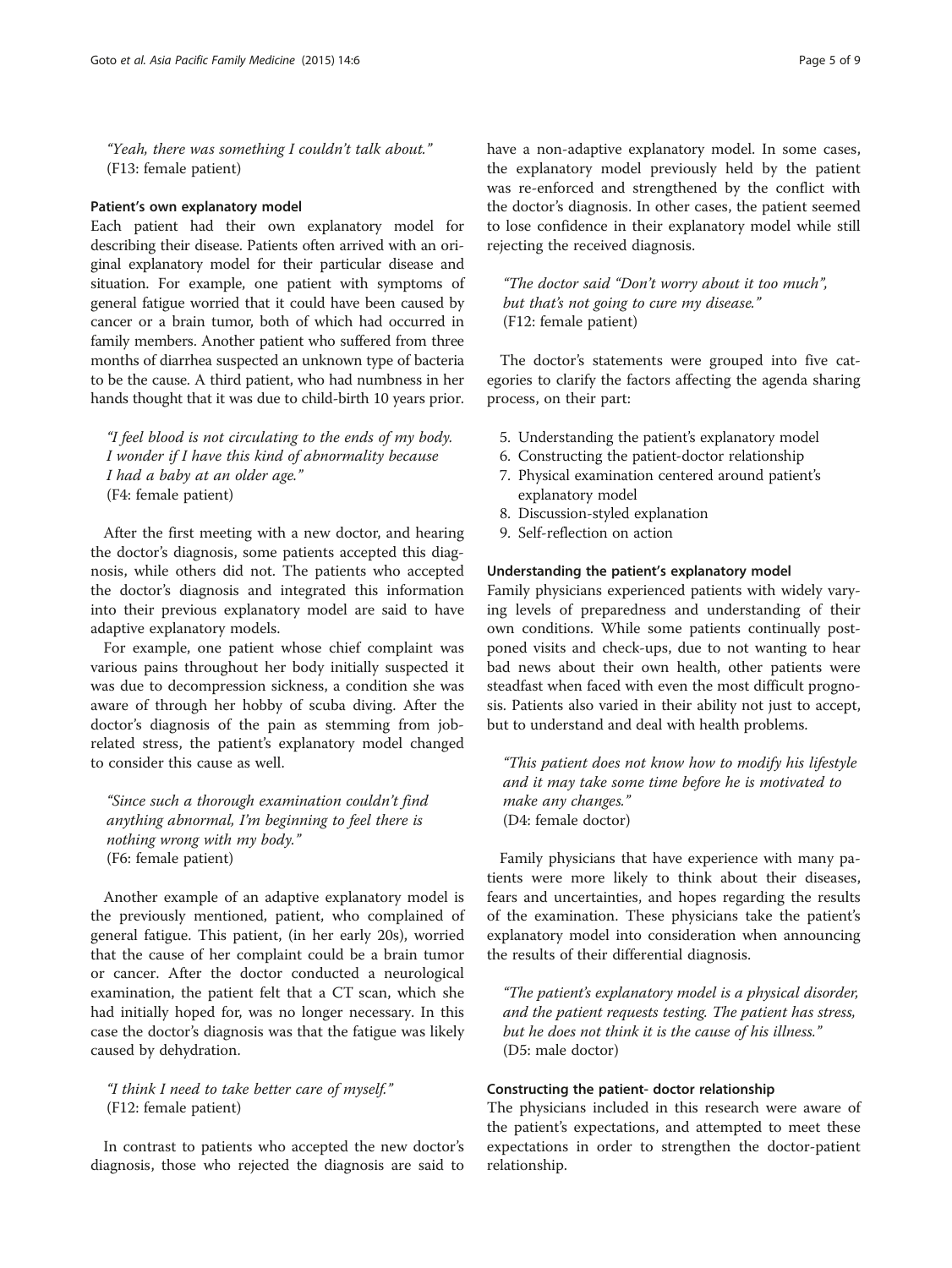*"Yeah, there was something I couldn't talk about."*
(F13: female patient)

### Patient's own explanatory model

Each patient had their own explanatory model for describing their disease. Patients often arrived with an original explanatory model for their particular disease and situation. For example, one patient with symptoms of general fatigue worried that it could have been caused by cancer or a brain tumor, both of which had occurred in family members. Another patient who suffered from three months of diarrhea suspected an unknown type of bacteria to be the cause. A third patient, who had numbness in her hands thought that it was due to child-birth 10 years prior.

*"I feel blood is not circulating to the ends of my body. I wonder if I have this kind of abnormality because I had a baby at an older age."*
(F4: female patient)

After the first meeting with a new doctor, and hearing the doctor's diagnosis, some patients accepted this diagnosis, while others did not. The patients who accepted the doctor's diagnosis and integrated this information into their previous explanatory model are said to have adaptive explanatory models.

For example, one patient whose chief complaint was various pains throughout her body initially suspected it was due to decompression sickness, a condition she was aware of through her hobby of scuba diving. After the doctor's diagnosis of the pain as stemming from job-related stress, the patient's explanatory model changed to consider this cause as well.

*"Since such a thorough examination couldn't find anything abnormal, I'm beginning to feel there is nothing wrong with my body."*
(F6: female patient)

Another example of an adaptive explanatory model is the previously mentioned, patient, who complained of general fatigue. This patient, (in her early 20s), worried that the cause of her complaint could be a brain tumor or cancer. After the doctor conducted a neurological examination, the patient felt that a CT scan, which she had initially hoped for, was no longer necessary. In this case the doctor's diagnosis was that the fatigue was likely caused by dehydration.

*"I think I need to take better care of myself."*
(F12: female patient)

In contrast to patients who accepted the new doctor's diagnosis, those who rejected the diagnosis are said to have a non-adaptive explanatory model. In some cases, the explanatory model previously held by the patient was re-enforced and strengthened by the conflict with the doctor's diagnosis. In other cases, the patient seemed to lose confidence in their explanatory model while still rejecting the received diagnosis.

*"The doctor said "Don't worry about it too much", but that's not going to cure my disease."*
(F12: female patient)

The doctor's statements were grouped into five categories to clarify the factors affecting the agenda sharing process, on their part:

5. Understanding the patient's explanatory model
6. Constructing the patient-doctor relationship
7. Physical examination centered around patient's explanatory model
8. Discussion-styled explanation
9. Self-reflection on action

### Understanding the patient's explanatory model

Family physicians experienced patients with widely varying levels of preparedness and understanding of their own conditions. While some patients continually postponed visits and check-ups, due to not wanting to hear bad news about their own health, other patients were steadfast when faced with even the most difficult prognosis. Patients also varied in their ability not just to accept, but to understand and deal with health problems.

*"This patient does not know how to modify his lifestyle and it may take some time before he is motivated to make any changes."*
(D4: female doctor)

Family physicians that have experience with many patients were more likely to think about their diseases, fears and uncertainties, and hopes regarding the results of the examination. These physicians take the patient's explanatory model into consideration when announcing the results of their differential diagnosis.

*"The patient's explanatory model is a physical disorder, and the patient requests testing. The patient has stress, but he does not think it is the cause of his illness."*
(D5: male doctor)

### Constructing the patient- doctor relationship

The physicians included in this research were aware of the patient's expectations, and attempted to meet these expectations in order to strengthen the doctor-patient relationship.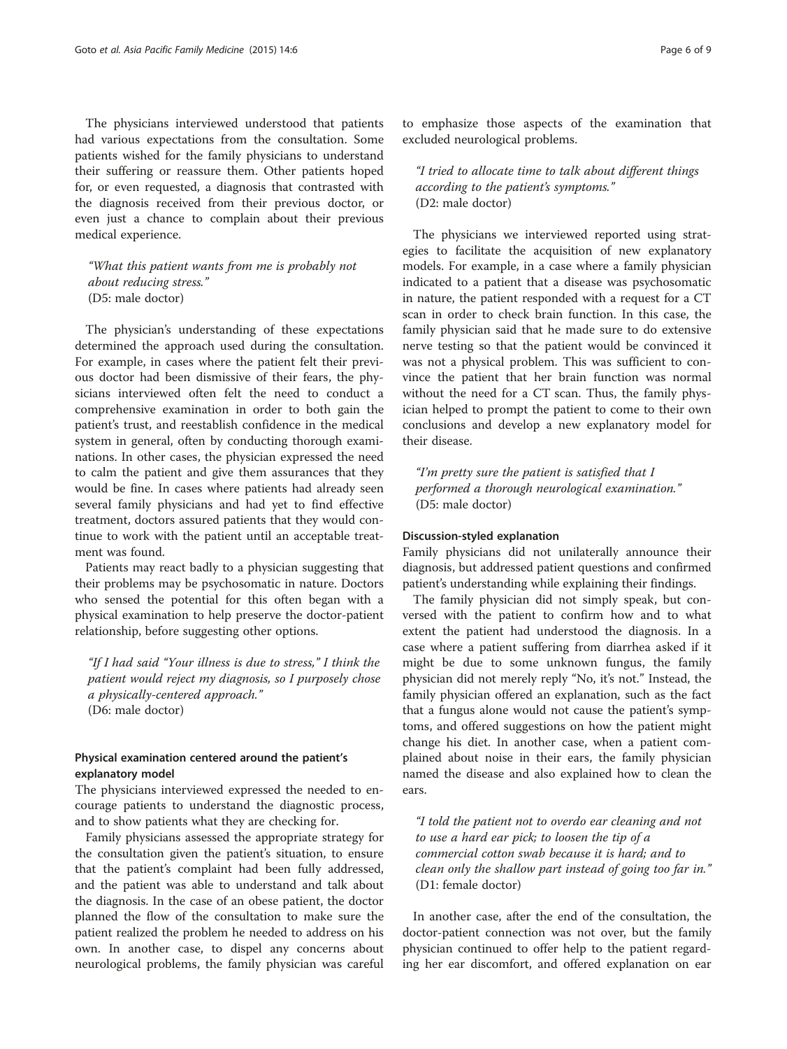The physicians interviewed understood that patients had various expectations from the consultation. Some patients wished for the family physicians to understand their suffering or reassure them. Other patients hoped for, or even requested, a diagnosis that contrasted with the diagnosis received from their previous doctor, or even just a chance to complain about their previous medical experience.

> *"What this patient wants from me is probably not about reducing stress."*
> (D5: male doctor)

The physician's understanding of these expectations determined the approach used during the consultation. For example, in cases where the patient felt their previous doctor had been dismissive of their fears, the physicians interviewed often felt the need to conduct a comprehensive examination in order to both gain the patient's trust, and reestablish confidence in the medical system in general, often by conducting thorough examinations. In other cases, the physician expressed the need to calm the patient and give them assurances that they would be fine. In cases where patients had already seen several family physicians and had yet to find effective treatment, doctors assured patients that they would continue to work with the patient until an acceptable treatment was found.

Patients may react badly to a physician suggesting that their problems may be psychosomatic in nature. Doctors who sensed the potential for this often began with a physical examination to help preserve the doctor-patient relationship, before suggesting other options.

> *"If I had said "Your illness is due to stress," I think the patient would reject my diagnosis, so I purposely chose a physically-centered approach."*
> (D6: male doctor)

### Physical examination centered around the patient's explanatory model

The physicians interviewed expressed the needed to encourage patients to understand the diagnostic process, and to show patients what they are checking for.

Family physicians assessed the appropriate strategy for the consultation given the patient's situation, to ensure that the patient's complaint had been fully addressed, and the patient was able to understand and talk about the diagnosis. In the case of an obese patient, the doctor planned the flow of the consultation to make sure the patient realized the problem he needed to address on his own. In another case, to dispel any concerns about neurological problems, the family physician was careful to emphasize those aspects of the examination that excluded neurological problems.

> *"I tried to allocate time to talk about different things according to the patient's symptoms."*
> (D2: male doctor)

The physicians we interviewed reported using strategies to facilitate the acquisition of new explanatory models. For example, in a case where a family physician indicated to a patient that a disease was psychosomatic in nature, the patient responded with a request for a CT scan in order to check brain function. In this case, the family physician said that he made sure to do extensive nerve testing so that the patient would be convinced it was not a physical problem. This was sufficient to convince the patient that her brain function was normal without the need for a CT scan. Thus, the family physician helped to prompt the patient to come to their own conclusions and develop a new explanatory model for their disease.

> *"I'm pretty sure the patient is satisfied that I performed a thorough neurological examination."*
> (D5: male doctor)

### Discussion-styled explanation

Family physicians did not unilaterally announce their diagnosis, but addressed patient questions and confirmed patient's understanding while explaining their findings.

The family physician did not simply speak, but conversed with the patient to confirm how and to what extent the patient had understood the diagnosis. In a case where a patient suffering from diarrhea asked if it might be due to some unknown fungus, the family physician did not merely reply "No, it's not." Instead, the family physician offered an explanation, such as the fact that a fungus alone would not cause the patient's symptoms, and offered suggestions on how the patient might change his diet. In another case, when a patient complained about noise in their ears, the family physician named the disease and also explained how to clean the ears.

> *"I told the patient not to overdo ear cleaning and not to use a hard ear pick; to loosen the tip of a commercial cotton swab because it is hard; and to clean only the shallow part instead of going too far in."*
> (D1: female doctor)

In another case, after the end of the consultation, the doctor-patient connection was not over, but the family physician continued to offer help to the patient regarding her ear discomfort, and offered explanation on ear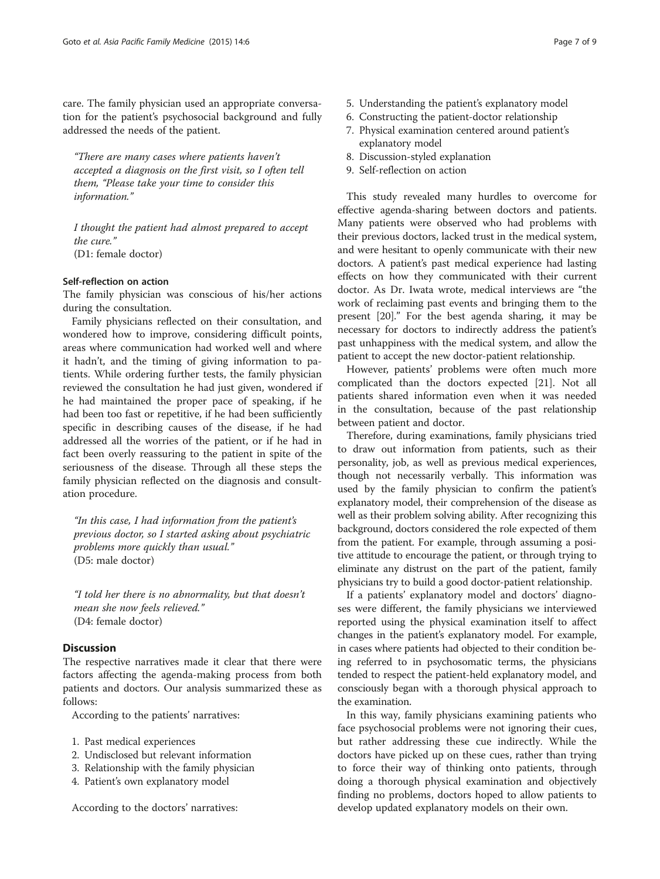care. The family physician used an appropriate conversation for the patient's psychosocial background and fully addressed the needs of the patient.

> "There are many cases where patients haven't accepted a diagnosis on the first visit, so I often tell them, "Please take your time to consider this information."
>
> I thought the patient had almost prepared to accept the cure."
> (D1: female doctor)

#### Self-reflection on action

The family physician was conscious of his/her actions during the consultation.

Family physicians reflected on their consultation, and wondered how to improve, considering difficult points, areas where communication had worked well and where it hadn't, and the timing of giving information to patients. While ordering further tests, the family physician reviewed the consultation he had just given, wondered if he had maintained the proper pace of speaking, if he had been too fast or repetitive, if he had been sufficiently specific in describing causes of the disease, if he had addressed all the worries of the patient, or if he had in fact been overly reassuring to the patient in spite of the seriousness of the disease. Through all these steps the family physician reflected on the diagnosis and consultation procedure.

> "In this case, I had information from the patient's previous doctor, so I started asking about psychiatric problems more quickly than usual."
> (D5: male doctor)

> "I told her there is no abnormality, but that doesn't mean she now feels relieved."
> (D4: female doctor)

## Discussion

The respective narratives made it clear that there were factors affecting the agenda-making process from both patients and doctors. Our analysis summarized these as follows:

According to the patients' narratives:

1. Past medical experiences
2. Undisclosed but relevant information
3. Relationship with the family physician
4. Patient's own explanatory model

According to the doctors' narratives:

5. Understanding the patient's explanatory model
6. Constructing the patient-doctor relationship
7. Physical examination centered around patient's explanatory model
8. Discussion-styled explanation
9. Self-reflection on action

This study revealed many hurdles to overcome for effective agenda-sharing between doctors and patients. Many patients were observed who had problems with their previous doctors, lacked trust in the medical system, and were hesitant to openly communicate with their new doctors. A patient's past medical experience had lasting effects on how they communicated with their current doctor. As Dr. Iwata wrote, medical interviews are "the work of reclaiming past events and bringing them to the present [20]." For the best agenda sharing, it may be necessary for doctors to indirectly address the patient's past unhappiness with the medical system, and allow the patient to accept the new doctor-patient relationship.

However, patients' problems were often much more complicated than the doctors expected [21]. Not all patients shared information even when it was needed in the consultation, because of the past relationship between patient and doctor.

Therefore, during examinations, family physicians tried to draw out information from patients, such as their personality, job, as well as previous medical experiences, though not necessarily verbally. This information was used by the family physician to confirm the patient's explanatory model, their comprehension of the disease as well as their problem solving ability. After recognizing this background, doctors considered the role expected of them from the patient. For example, through assuming a positive attitude to encourage the patient, or through trying to eliminate any distrust on the part of the patient, family physicians try to build a good doctor-patient relationship.

If a patients' explanatory model and doctors' diagnoses were different, the family physicians we interviewed reported using the physical examination itself to affect changes in the patient's explanatory model. For example, in cases where patients had objected to their condition being referred to in psychosomatic terms, the physicians tended to respect the patient-held explanatory model, and consciously began with a thorough physical approach to the examination.

In this way, family physicians examining patients who face psychosocial problems were not ignoring their cues, but rather addressing these cue indirectly. While the doctors have picked up on these cues, rather than trying to force their way of thinking onto patients, through doing a thorough physical examination and objectively finding no problems, doctors hoped to allow patients to develop updated explanatory models on their own.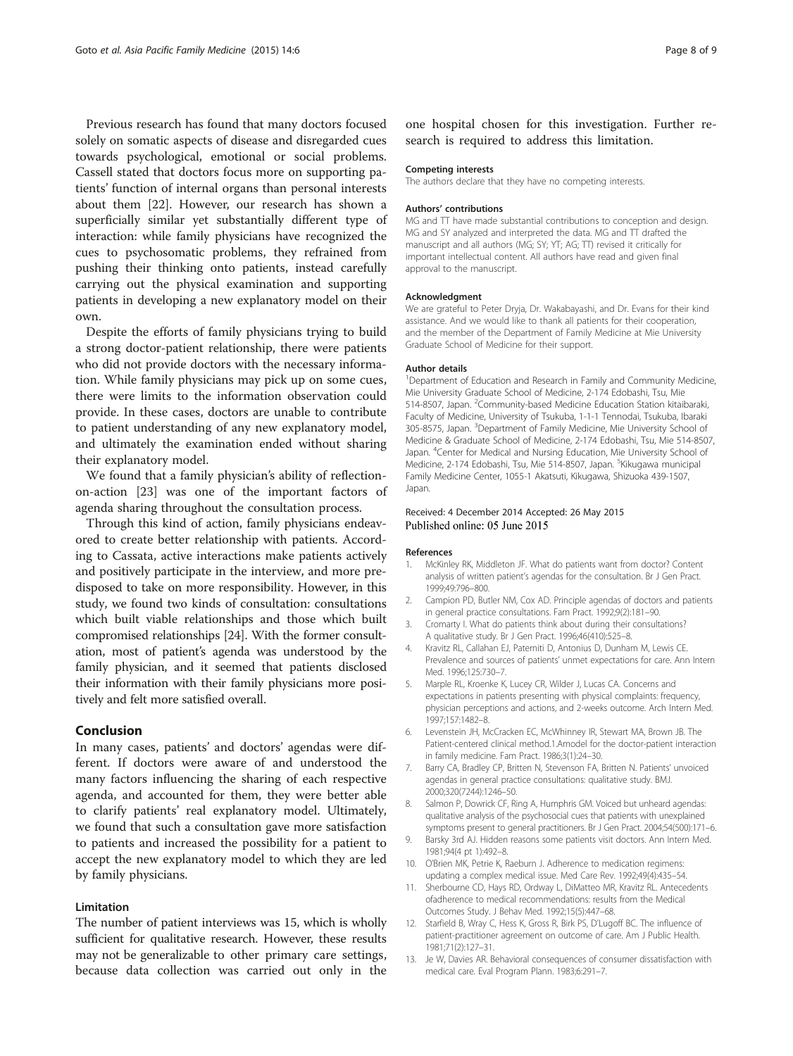Previous research has found that many doctors focused solely on somatic aspects of disease and disregarded cues towards psychological, emotional or social problems. Cassell stated that doctors focus more on supporting patients' function of internal organs than personal interests about them [22]. However, our research has shown a superficially similar yet substantially different type of interaction: while family physicians have recognized the cues to psychosomatic problems, they refrained from pushing their thinking onto patients, instead carefully carrying out the physical examination and supporting patients in developing a new explanatory model on their own.

Despite the efforts of family physicians trying to build a strong doctor-patient relationship, there were patients who did not provide doctors with the necessary information. While family physicians may pick up on some cues, there were limits to the information observation could provide. In these cases, doctors are unable to contribute to patient understanding of any new explanatory model, and ultimately the examination ended without sharing their explanatory model.

We found that a family physician's ability of reflection-on-action [23] was one of the important factors of agenda sharing throughout the consultation process.

Through this kind of action, family physicians endeavored to create better relationship with patients. According to Cassata, active interactions make patients actively and positively participate in the interview, and more predisposed to take on more responsibility. However, in this study, we found two kinds of consultation: consultations which built viable relationships and those which built compromised relationships [24]. With the former consultation, most of patient's agenda was understood by the family physician, and it seemed that patients disclosed their information with their family physicians more positively and felt more satisfied overall.

## Conclusion

In many cases, patients' and doctors' agendas were different. If doctors were aware of and understood the many factors influencing the sharing of each respective agenda, and accounted for them, they were better able to clarify patients' real explanatory model. Ultimately, we found that such a consultation gave more satisfaction to patients and increased the possibility for a patient to accept the new explanatory model to which they are led by family physicians.

### Limitation

The number of patient interviews was 15, which is wholly sufficient for qualitative research. However, these results may not be generalizable to other primary care settings, because data collection was carried out only in the one hospital chosen for this investigation. Further research is required to address this limitation.

#### Competing interests

The authors declare that they have no competing interests.

#### Authors' contributions

MG and TT have made substantial contributions to conception and design. MG and SY analyzed and interpreted the data. MG and TT drafted the manuscript and all authors (MG; SY; YT; AG; TT) revised it critically for important intellectual content. All authors have read and given final approval to the manuscript.

#### Acknowledgment

We are grateful to Peter Dryja, Dr. Wakabayashi, and Dr. Evans for their kind assistance. And we would like to thank all patients for their cooperation, and the member of the Department of Family Medicine at Mie University Graduate School of Medicine for their support.

#### Author details

[1]Department of Education and Research in Family and Community Medicine, Mie University Graduate School of Medicine, 2-174 Edobashi, Tsu, Mie 514-8507, Japan. [2]Community-based Medicine Education Station kitaibaraki, Faculty of Medicine, University of Tsukuba, 1-1-1 Tennodai, Tsukuba, Ibaraki 305-8575, Japan. [3]Department of Family Medicine, Mie University School of Medicine & Graduate School of Medicine, 2-174 Edobashi, Tsu, Mie 514-8507, Japan. [4]Center for Medical and Nursing Education, Mie University School of Medicine, 2-174 Edobashi, Tsu, Mie 514-8507, Japan. [5]Kikugawa municipal Family Medicine Center, 1055-1 Akatsuti, Kikugawa, Shizuoka 439-1507, Japan.

Received: 4 December 2014 Accepted: 26 May 2015
Published online: 05 June 2015

#### References

1. McKinley RK, Middleton JF. What do patients want from doctor? Content analysis of written patient's agendas for the consultation. Br J Gen Pract. 1999;49:796–800.
2. Campion PD, Butler NM, Cox AD. Principle agendas of doctors and patients in general practice consultations. Fam Pract. 1992;9(2):181–90.
3. Cromarty I. What do patients think about during their consultations? A qualitative study. Br J Gen Pract. 1996;46(410):525–8.
4. Kravitz RL, Callahan EJ, Paterniti D, Antonius D, Dunham M, Lewis CE. Prevalence and sources of patients' unmet expectations for care. Ann Intern Med. 1996;125:730–7.
5. Marple RL, Kroenke K, Lucey CR, Wilder J, Lucas CA. Concerns and expectations in patients presenting with physical complaints: frequency, physician perceptions and actions, and 2-weeks outcome. Arch Intern Med. 1997;157:1482–8.
6. Levenstein JH, McCracken EC, McWhinney IR, Stewart MA, Brown JB. The Patient-centered clinical method.1.Amodel for the doctor-patient interaction in family medicine. Fam Pract. 1986;3(1):24–30.
7. Barry CA, Bradley CP, Britten N, Stevenson FA, Britten N. Patients' unvoiced agendas in general practice consultations: qualitative study. BMJ. 2000;320(7244):1246–50.
8. Salmon P, Dowrick CF, Ring A, Humphris GM. Voiced but unheard agendas: qualitative analysis of the psychosocial cues that patients with unexplained symptoms present to general practitioners. Br J Gen Pract. 2004;54(500):171–6.
9. Barsky 3rd AJ. Hidden reasons some patients visit doctors. Ann Intern Med. 1981;94(4 pt 1):492–8.
10. O'Brien MK, Petrie K, Raeburn J. Adherence to medication regimens: updating a complex medical issue. Med Care Rev. 1992;49(4):435–54.
11. Sherbourne CD, Hays RD, Ordway L, DiMatteo MR, Kravitz RL. Antecedents ofadherence to medical recommendations: results from the Medical Outcomes Study. J Behav Med. 1992;15(5):447–68.
12. Starfield B, Wray C, Hess K, Gross R, Birk PS, D'Lugoff BC. The influence of patient-practitioner agreement on outcome of care. Am J Public Health. 1981;71(2):127–31.
13. Je W, Davies AR. Behavioral consequences of consumer dissatisfaction with medical care. Eval Program Plann. 1983;6:291–7.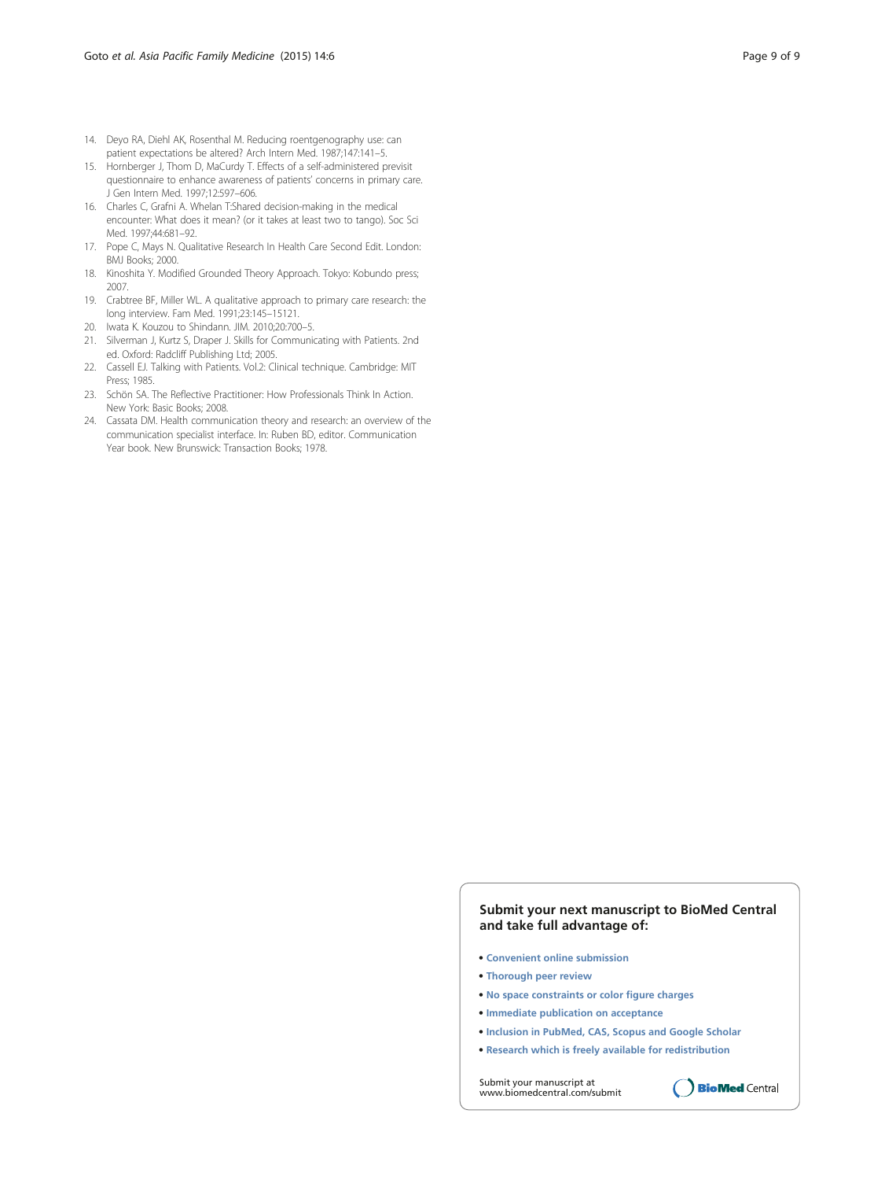14. Deyo RA, Diehl AK, Rosenthal M. Reducing roentgenography use: can patient expectations be altered? Arch Intern Med. 1987;147:141–5.
15. Hornberger J, Thom D, MaCurdy T. Effects of a self-administered previsit questionnaire to enhance awareness of patients' concerns in primary care. J Gen Intern Med. 1997;12:597–606.
16. Charles C, Grafni A. Whelan T:Shared decision-making in the medical encounter: What does it mean? (or it takes at least two to tango). Soc Sci Med. 1997;44:681–92.
17. Pope C, Mays N. Qualitative Research In Health Care Second Edit. London: BMJ Books; 2000.
18. Kinoshita Y. Modified Grounded Theory Approach. Tokyo: Kobundo press; 2007.
19. Crabtree BF, Miller WL. A qualitative approach to primary care research: the long interview. Fam Med. 1991;23:145–15121.
20. Iwata K. Kouzou to Shindann. JIM. 2010;20:700–5.
21. Silverman J, Kurtz S, Draper J. Skills for Communicating with Patients. 2nd ed. Oxford: Radcliff Publishing Ltd; 2005.
22. Cassell EJ. Talking with Patients. Vol.2: Clinical technique. Cambridge: MIT Press; 1985.
23. Schön SA. The Reflective Practitioner: How Professionals Think In Action. New York: Basic Books; 2008.
24. Cassata DM. Health communication theory and research: an overview of the communication specialist interface. In: Ruben BD, editor. Communication Year book. New Brunswick: Transaction Books; 1978.

**Submit your next manuscript to BioMed Central and take full advantage of:**

- **Convenient online submission**
- **Thorough peer review**
- **No space constraints or color figure charges**
- **Immediate publication on acceptance**
- **Inclusion in PubMed, CAS, Scopus and Google Scholar**
- **Research which is freely available for redistribution**

Submit your manuscript at
www.biomedcentral.com/submit

BioMed Central